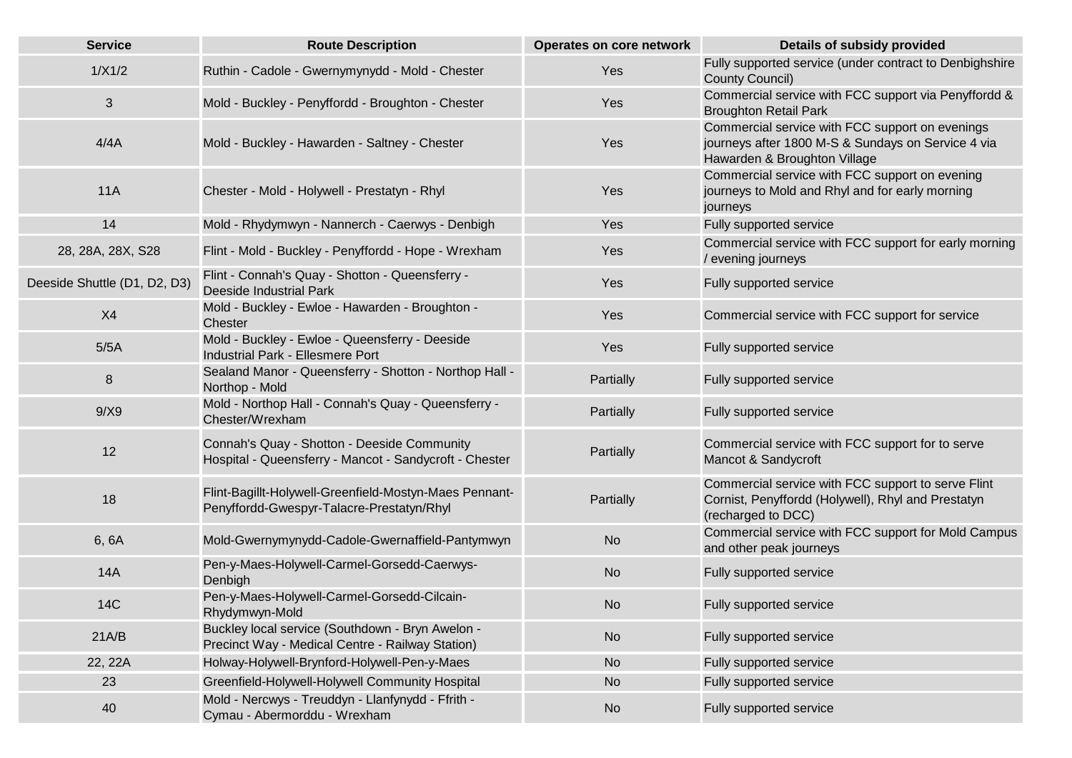| Service | Route Description | Operates on core network | Details of subsidy provided |
| --- | --- | --- | --- |
| 1/X1/2 | Ruthin - Cadole - Gwernymynydd - Mold - Chester | Yes | Fully supported service (under contract to Denbighshire County Council) |
| 3 | Mold - Buckley - Penyffordd - Broughton - Chester | Yes | Commercial service with FCC support via Penyffordd & Broughton Retail Park |
| 4/4A | Mold - Buckley - Hawarden - Saltney - Chester | Yes | Commercial service with FCC support on evenings journeys after 1800 M-S & Sundays on Service 4 via Hawarden & Broughton Village |
| 11A | Chester - Mold - Holywell - Prestatyn - Rhyl | Yes | Commercial service with FCC support on evening journeys to Mold and Rhyl and for early morning journeys |
| 14 | Mold - Rhydymwyn - Nannerch - Caerwys - Denbigh | Yes | Fully supported service |
| 28, 28A, 28X, S28 | Flint - Mold - Buckley - Penyffordd - Hope - Wrexham | Yes | Commercial service with FCC support for early morning / evening journeys |
| Deeside Shuttle (D1, D2, D3) | Flint - Connah's Quay - Shotton - Queensferry - Deeside Industrial Park | Yes | Fully supported service |
| X4 | Mold - Buckley - Ewloe - Hawarden - Broughton - Chester | Yes | Commercial service with FCC support for service |
| 5/5A | Mold - Buckley - Ewloe - Queensferry - Deeside Industrial Park - Ellesmere Port | Yes | Fully supported service |
| 8 | Sealand Manor - Queensferry - Shotton - Northop Hall - Northop - Mold | Partially | Fully supported service |
| 9/X9 | Mold - Northop Hall - Connah's Quay - Queensferry - Chester/Wrexham | Partially | Fully supported service |
| 12 | Connah's Quay - Shotton - Deeside Community Hospital - Queensferry - Mancot - Sandycroft - Chester | Partially | Commercial service with FCC support for to serve Mancot & Sandycroft |
| 18 | Flint-Bagillt-Holywell-Greenfield-Mostyn-Maes Pennant-Penyffordd-Gwespyr-Talacre-Prestatyn/Rhyl | Partially | Commercial service with FCC support to serve Flint Cornist, Penyffordd (Holywell), Rhyl and Prestatyn (recharged to DCC) |
| 6, 6A | Mold-Gwernymynydd-Cadole-Gwernaffield-Pantymwyn | No | Commercial service with FCC support for Mold Campus and other peak journeys |
| 14A | Pen-y-Maes-Holywell-Carmel-Gorsedd-Caerwys-Denbigh | No | Fully supported service |
| 14C | Pen-y-Maes-Holywell-Carmel-Gorsedd-Cilcain-Rhydymwyn-Mold | No | Fully supported service |
| 21A/B | Buckley local service (Southdown - Bryn Awelon - Precinct Way - Medical Centre - Railway Station) | No | Fully supported service |
| 22, 22A | Holway-Holywell-Brynford-Holywell-Pen-y-Maes | No | Fully supported service |
| 23 | Greenfield-Holywell-Holywell Community Hospital | No | Fully supported service |
| 40 | Mold - Nercwys - Treuddyn - Llanfynydd - Ffrith - Cymau - Abermorddu - Wrexham | No | Fully supported service |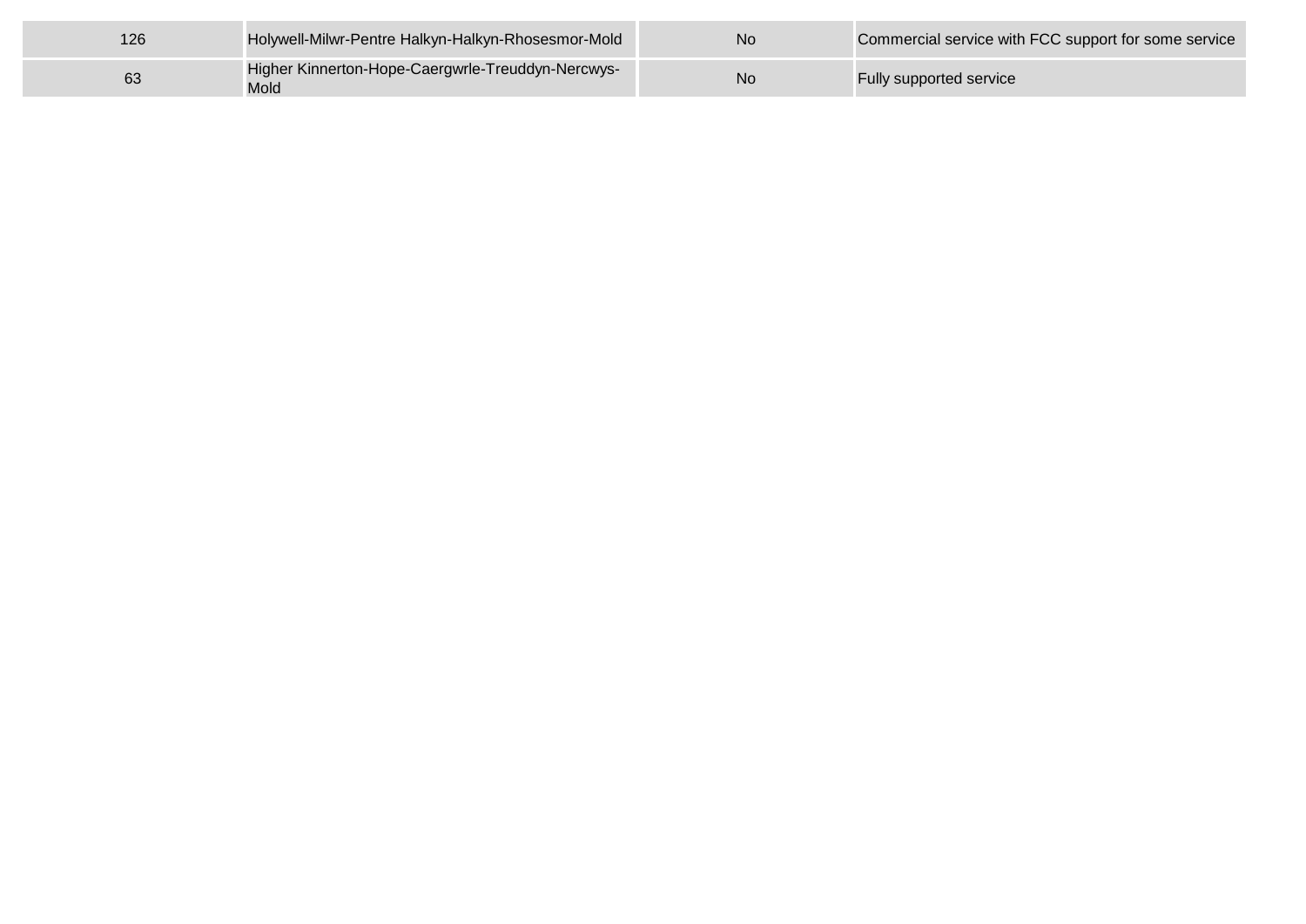| | | | |
|---|---|---|---|
| 126 | Holywell-Milwr-Pentre Halkyn-Halkyn-Rhosesmor-Mold | No | Commercial service with FCC support for some service |
| 63 | Higher Kinnerton-Hope-Caergwrle-Treuddyn-Nercwys-Mold | No | Fully supported service |